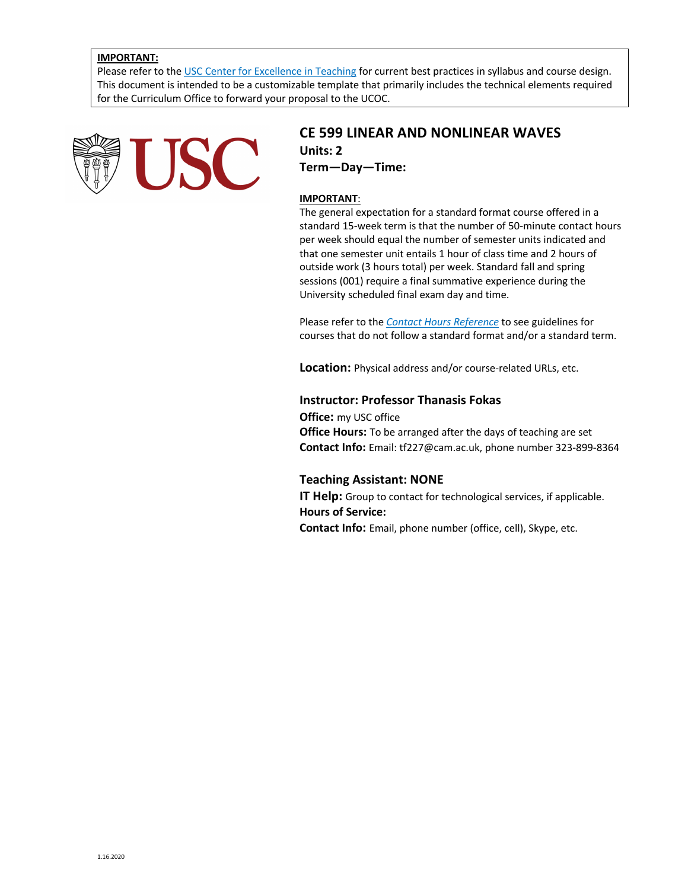**IMPORTANT:**
Please refer to the [USC Center for Excellence in Teaching](#) for current best practices in syllabus and course design. This document is intended to be a customizable template that primarily includes the technical elements required for the Curriculum Office to forward your proposal to the UCOC.

# CE 599 LINEAR AND NONLINEAR WAVES

**Units: 2**

**Term—Day—Time:**

**IMPORTANT**:
The general expectation for a standard format course offered in a standard 15-week term is that the number of 50-minute contact hours per week should equal the number of semester units indicated and that one semester unit entails 1 hour of class time and 2 hours of outside work (3 hours total) per week. Standard fall and spring sessions (001) require a final summative experience during the University scheduled final exam day and time.

Please refer to the *[Contact Hours Reference](#)* to see guidelines for courses that do not follow a standard format and/or a standard term.

**Location:** Physical address and/or course-related URLs, etc.

## Instructor: Professor Thanasis Fokas

**Office:** my USC office
**Office Hours:** To be arranged after the days of teaching are set
**Contact Info:** Email: tf227@cam.ac.uk, phone number 323-899-8364

## Teaching Assistant: NONE

**IT Help:** Group to contact for technological services, if applicable.
**Hours of Service:**
**Contact Info:** Email, phone number (office, cell), Skype, etc.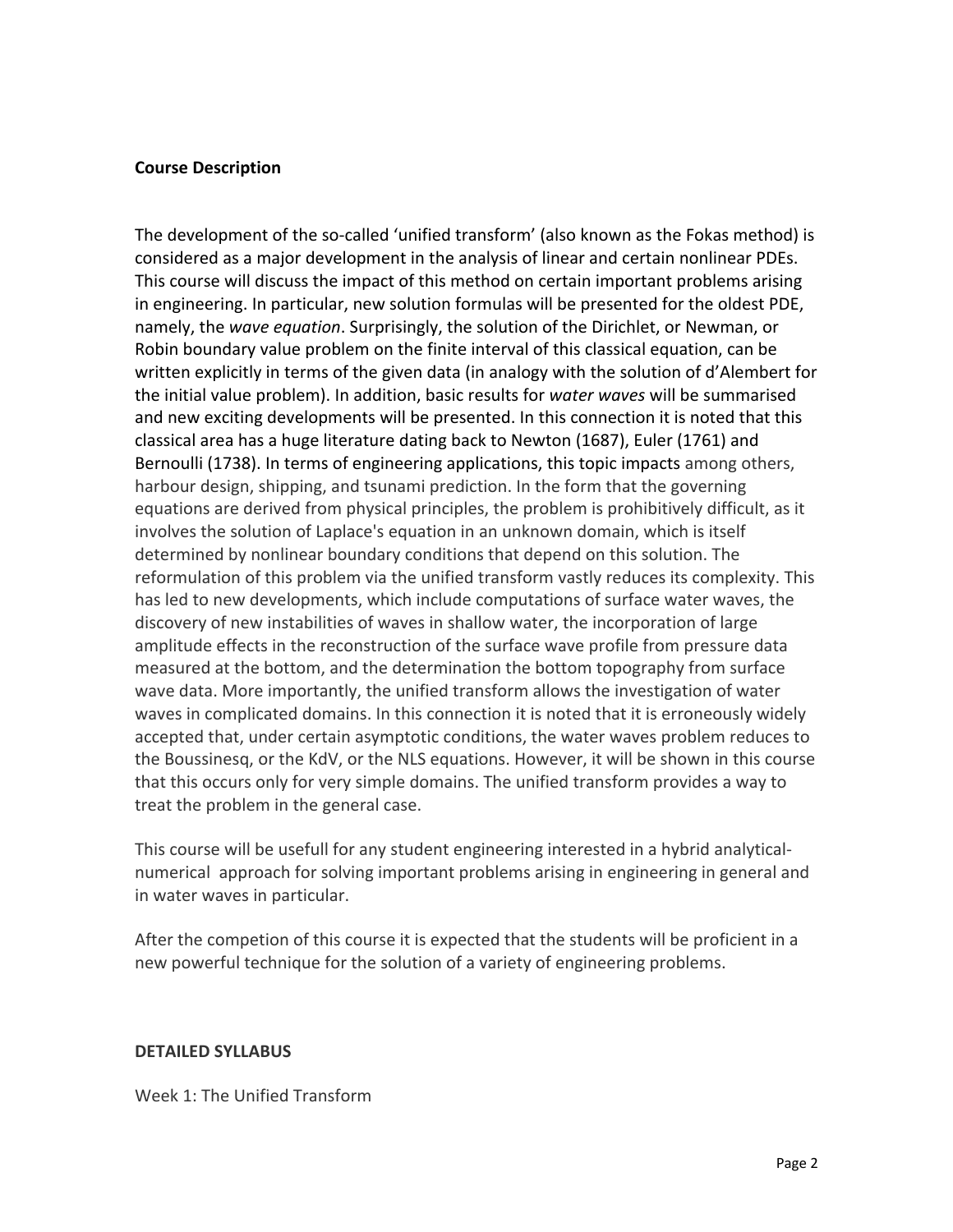**Course Description**

The development of the so-called 'unified transform' (also known as the Fokas method) is considered as a major development in the analysis of linear and certain nonlinear PDEs. This course will discuss the impact of this method on certain important problems arising in engineering. In particular, new solution formulas will be presented for the oldest PDE, namely, the *wave equation*. Surprisingly, the solution of the Dirichlet, or Newman, or Robin boundary value problem on the finite interval of this classical equation, can be written explicitly in terms of the given data (in analogy with the solution of d'Alembert for the initial value problem). In addition, basic results for *water waves* will be summarised and new exciting developments will be presented. In this connection it is noted that this classical area has a huge literature dating back to Newton (1687), Euler (1761) and Bernoulli (1738). In terms of engineering applications, this topic impacts among others, harbour design, shipping, and tsunami prediction. In the form that the governing equations are derived from physical principles, the problem is prohibitively difficult, as it involves the solution of Laplace's equation in an unknown domain, which is itself determined by nonlinear boundary conditions that depend on this solution. The reformulation of this problem via the unified transform vastly reduces its complexity. This has led to new developments, which include computations of surface water waves, the discovery of new instabilities of waves in shallow water, the incorporation of large amplitude effects in the reconstruction of the surface wave profile from pressure data measured at the bottom, and the determination the bottom topography from surface wave data. More importantly, the unified transform allows the investigation of water waves in complicated domains. In this connection it is noted that it is erroneously widely accepted that, under certain asymptotic conditions, the water waves problem reduces to the Boussinesq, or the KdV, or the NLS equations. However, it will be shown in this course that this occurs only for very simple domains. The unified transform provides a way to treat the problem in the general case.

This course will be usefull for any student engineering interested in a hybrid analytical-numerical approach for solving important problems arising in engineering in general and in water waves in particular.

After the competion of this course it is expected that the students will be proficient in a new powerful technique for the solution of a variety of engineering problems.

**DETAILED SYLLABUS**

Week 1: The Unified Transform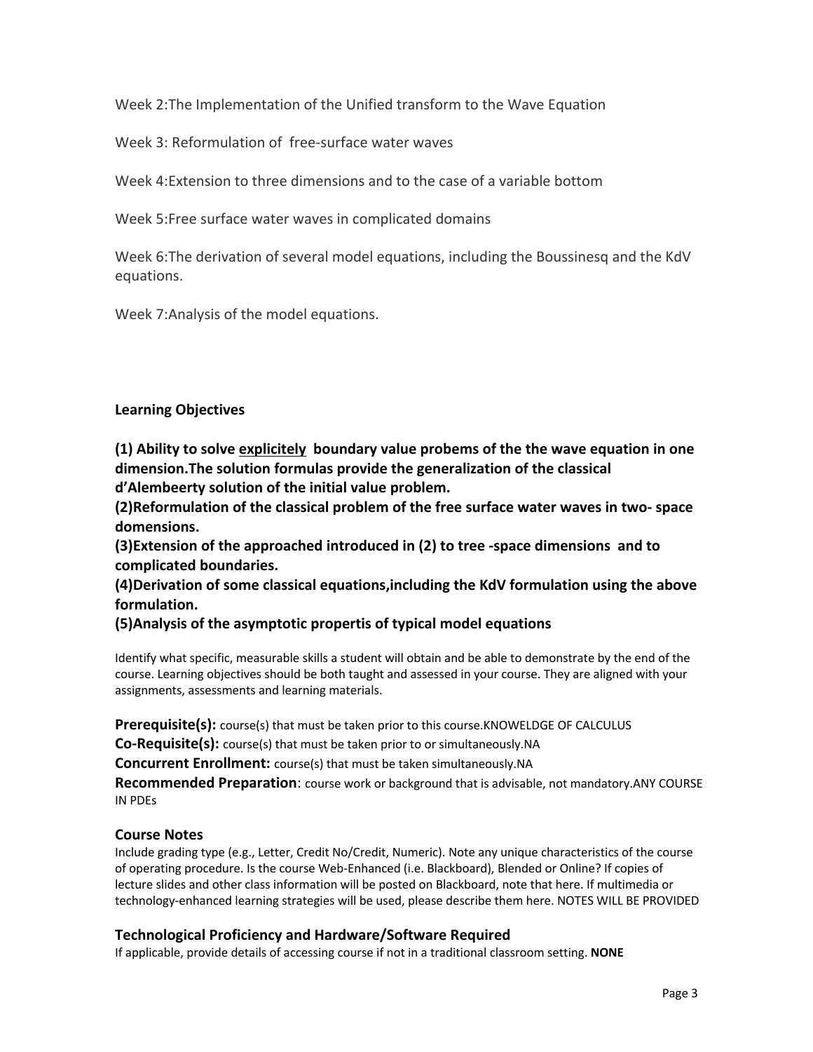Week 2:The Implementation of the Unified transform to the Wave Equation

Week 3: Reformulation of  free-surface water waves

Week 4:Extension to three dimensions and to the case of a variable bottom

Week 5:Free surface water waves in complicated domains

Week 6:The derivation of several model equations, including the Boussinesq and the KdV equations.

Week 7:Analysis of the model equations.

### Learning Objectives

**(1) Ability to solve <u>explicitely</u>  boundary value probems of the the wave equation in one dimension.The solution formulas provide the generalization of the classical d'Alembeerty solution of the initial value problem.**
**(2)Reformulation of the classical problem of the free surface water waves in two- space domensions.**
**(3)Extension of the approached introduced in (2) to tree -space dimensions  and to complicated boundaries.**
**(4)Derivation of some classical equations,including the KdV formulation using the above formulation.**
**(5)Analysis of the asymptotic propertis of typical model equations**

Identify what specific, measurable skills a student will obtain and be able to demonstrate by the end of the course. Learning objectives should be both taught and assessed in your course. They are aligned with your assignments, assessments and learning materials.

**Prerequisite(s):** course(s) that must be taken prior to this course.KNOWELDGE OF CALCULUS
**Co-Requisite(s):** course(s) that must be taken prior to or simultaneously.NA
**Concurrent Enrollment:** course(s) that must be taken simultaneously.NA
**Recommended Preparation**: course work or background that is advisable, not mandatory.ANY COURSE IN PDEs

### Course Notes

Include grading type (e.g., Letter, Credit No/Credit, Numeric). Note any unique characteristics of the course of operating procedure. Is the course Web-Enhanced (i.e. Blackboard), Blended or Online? If copies of lecture slides and other class information will be posted on Blackboard, note that here. If multimedia or technology-enhanced learning strategies will be used, please describe them here. NOTES WILL BE PROVIDED

### Technological Proficiency and Hardware/Software Required

If applicable, provide details of accessing course if not in a traditional classroom setting. **NONE**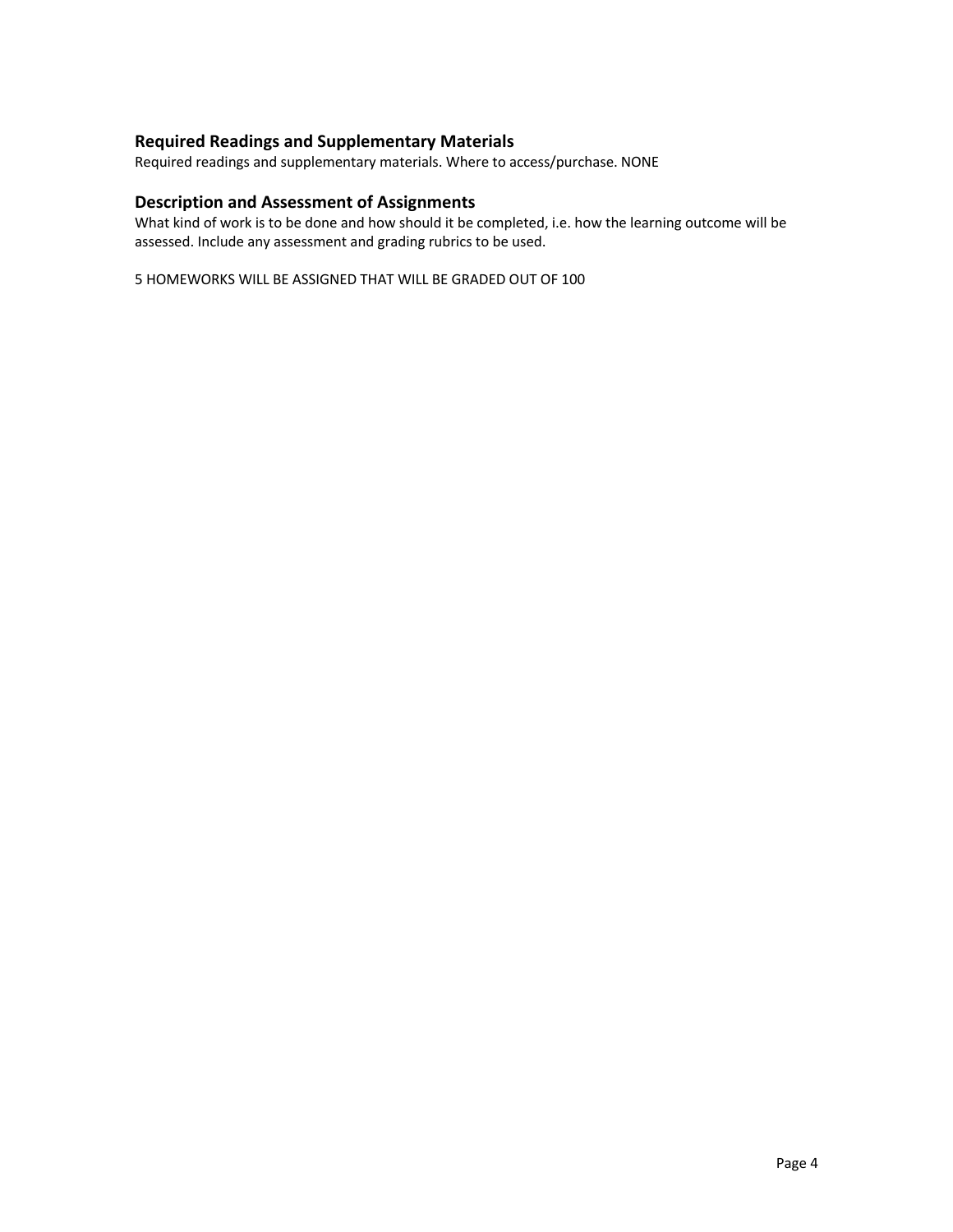### Required Readings and Supplementary Materials

Required readings and supplementary materials. Where to access/purchase. NONE

### Description and Assessment of Assignments

What kind of work is to be done and how should it be completed, i.e. how the learning outcome will be assessed. Include any assessment and grading rubrics to be used.

5 HOMEWORKS WILL BE ASSIGNED THAT WILL BE GRADED OUT OF 100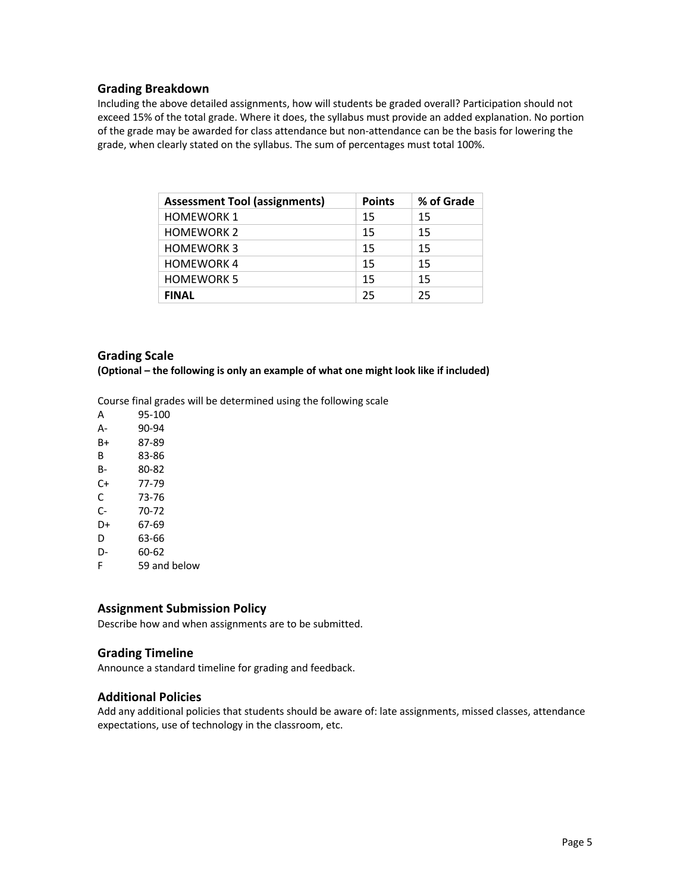## Grading Breakdown

Including the above detailed assignments, how will students be graded overall? Participation should not exceed 15% of the total grade. Where it does, the syllabus must provide an added explanation. No portion of the grade may be awarded for class attendance but non-attendance can be the basis for lowering the grade, when clearly stated on the syllabus. The sum of percentages must total 100%.

| Assessment Tool (assignments) | Points | % of Grade |
|---|---|---|
| HOMEWORK 1 | 15 | 15 |
| HOMEWORK 2 | 15 | 15 |
| HOMEWORK 3 | 15 | 15 |
| HOMEWORK 4 | 15 | 15 |
| HOMEWORK 5 | 15 | 15 |
| **FINAL** | 25 | 25 |

## Grading Scale

**(Optional – the following is only an example of what one might look like if included)**

Course final grades will be determined using the following scale

| | |
|---|---|
| A | 95-100 |
| A- | 90-94 |
| B+ | 87-89 |
| B | 83-86 |
| B- | 80-82 |
| C+ | 77-79 |
| C | 73-76 |
| C- | 70-72 |
| D+ | 67-69 |
| D | 63-66 |
| D- | 60-62 |
| F | 59 and below |

## Assignment Submission Policy

Describe how and when assignments are to be submitted.

## Grading Timeline

Announce a standard timeline for grading and feedback.

## Additional Policies

Add any additional policies that students should be aware of: late assignments, missed classes, attendance expectations, use of technology in the classroom, etc.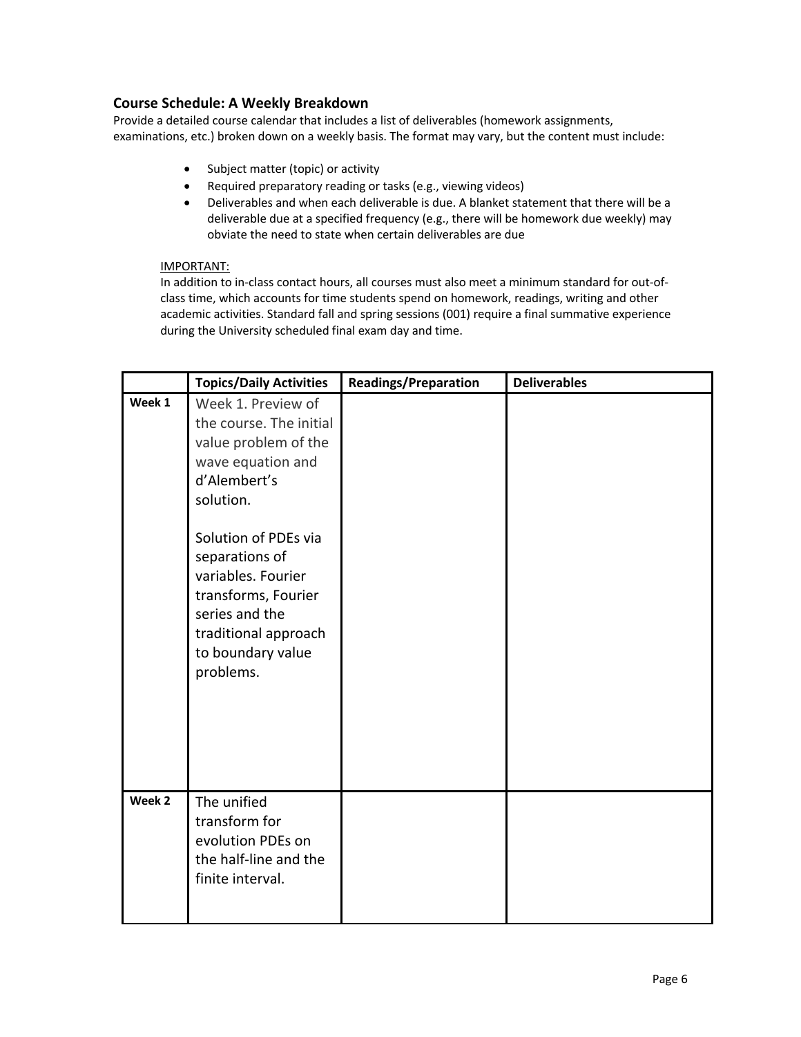### Course Schedule: A Weekly Breakdown

Provide a detailed course calendar that includes a list of deliverables (homework assignments, examinations, etc.) broken down on a weekly basis. The format may vary, but the content must include:

- Subject matter (topic) or activity
- Required preparatory reading or tasks (e.g., viewing videos)
- Deliverables and when each deliverable is due. A blanket statement that there will be a deliverable due at a specified frequency (e.g., there will be homework due weekly) may obviate the need to state when certain deliverables are due

IMPORTANT:
In addition to in-class contact hours, all courses must also meet a minimum standard for out-of-class time, which accounts for time students spend on homework, readings, writing and other academic activities. Standard fall and spring sessions (001) require a final summative experience during the University scheduled final exam day and time.

| | Topics/Daily Activities | Readings/Preparation | Deliverables |
|---|---|---|---|
| **Week 1** | Week 1. Preview of the course. The initial value problem of the wave equation and d'Alembert's solution.<br><br>Solution of PDEs via separations of variables. Fourier transforms, Fourier series and the traditional approach to boundary value problems. | | |
| **Week 2** | The unified transform for evolution PDEs on the half-line and the finite interval. | | |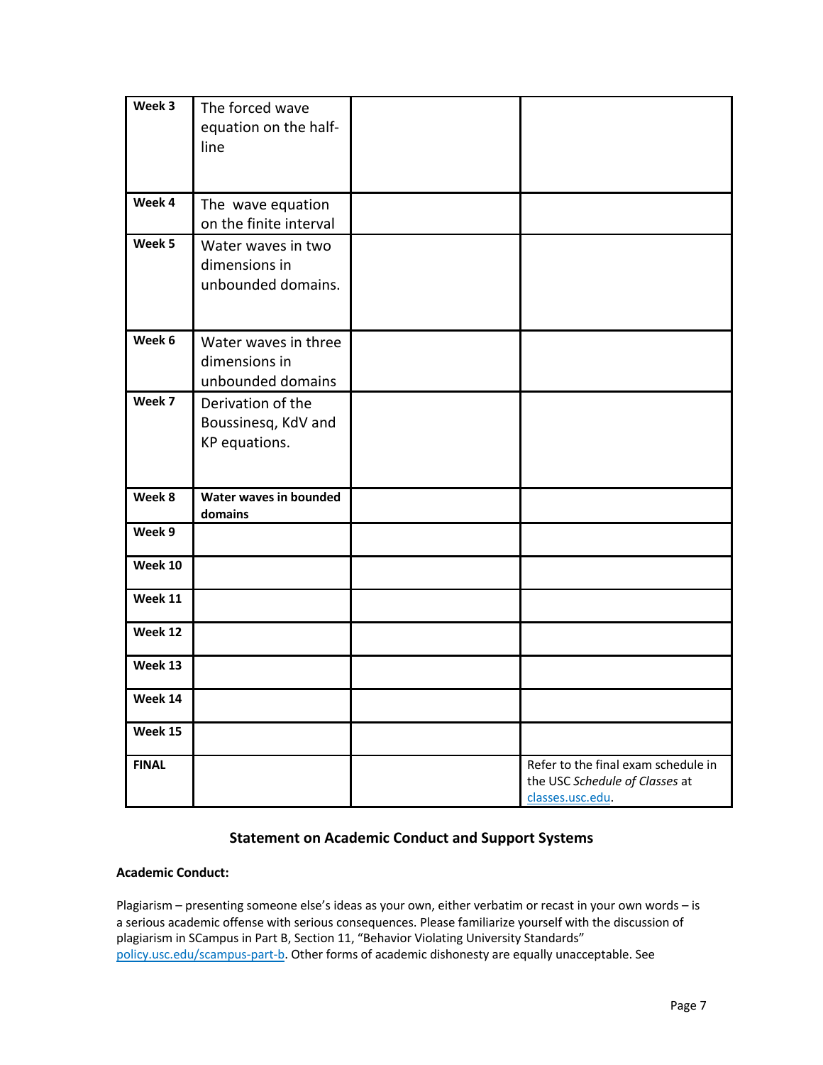| | | | |
|---|---|---|---|
| **Week 3** | The forced wave equation on the half-line | | |
| **Week 4** | The wave equation on the finite interval | | |
| **Week 5** | Water waves in two dimensions in unbounded domains. | | |
| **Week 6** | Water waves in three dimensions in unbounded domains | | |
| **Week 7** | Derivation of the Boussinesq, KdV and KP equations. | | |
| **Week 8** | **Water waves in bounded domains** | | |
| **Week 9** | | | |
| **Week 10** | | | |
| **Week 11** | | | |
| **Week 12** | | | |
| **Week 13** | | | |
| **Week 14** | | | |
| **Week 15** | | | |
| **FINAL** | | | Refer to the final exam schedule in the USC *Schedule of Classes* at [classes.usc.edu](classes.usc.edu). |

## Statement on Academic Conduct and Support Systems

**Academic Conduct:**

Plagiarism – presenting someone else's ideas as your own, either verbatim or recast in your own words – is a serious academic offense with serious consequences. Please familiarize yourself with the discussion of plagiarism in SCampus in Part B, Section 11, "Behavior Violating University Standards" [policy.usc.edu/scampus-part-b](policy.usc.edu/scampus-part-b). Other forms of academic dishonesty are equally unacceptable. See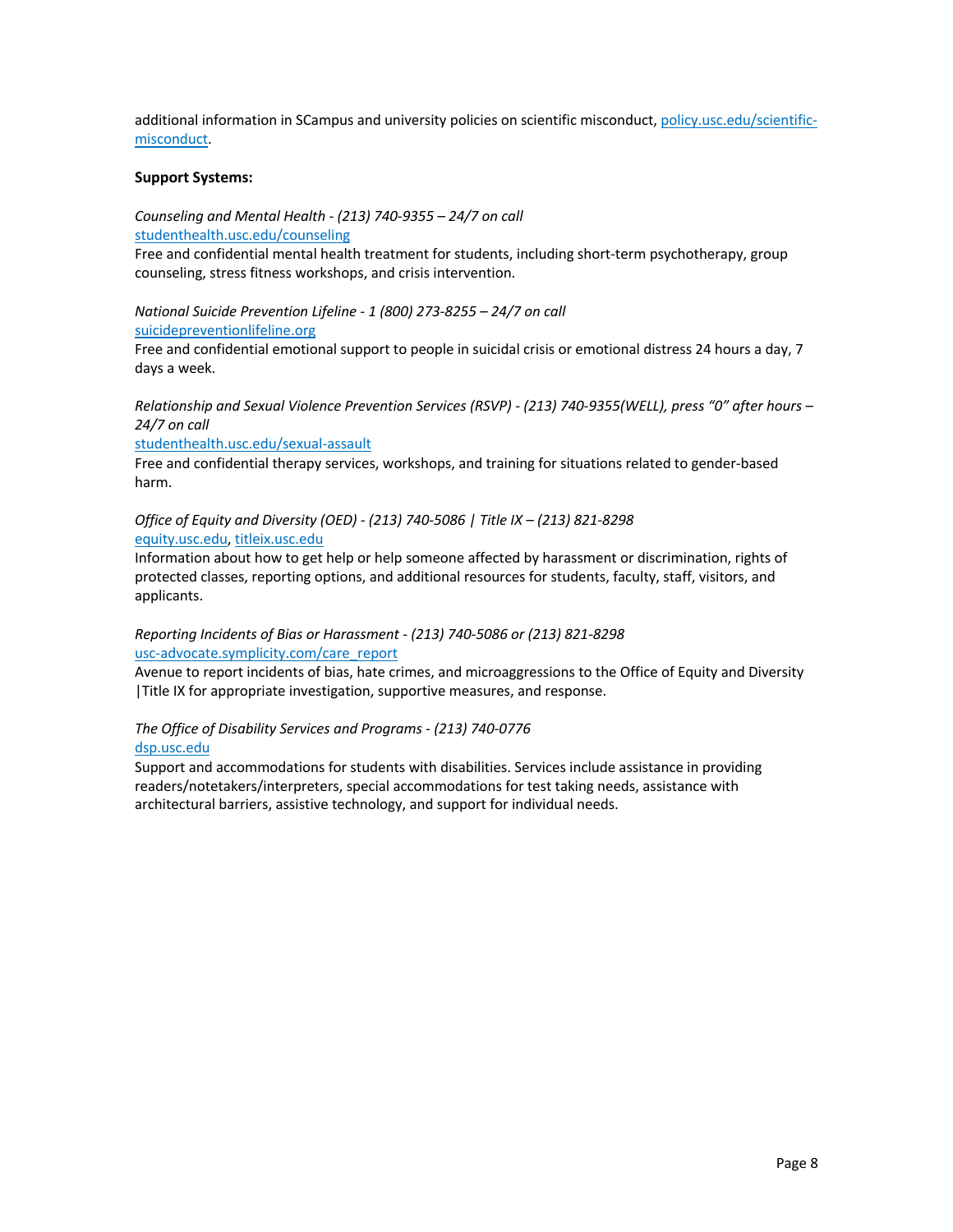additional information in SCampus and university policies on scientific misconduct, [policy.usc.edu/scientific-misconduct](policy.usc.edu/scientific-misconduct).

**Support Systems:**

*Counseling and Mental Health - (213) 740-9355 – 24/7 on call*
[studenthealth.usc.edu/counseling](studenthealth.usc.edu/counseling)
Free and confidential mental health treatment for students, including short-term psychotherapy, group counseling, stress fitness workshops, and crisis intervention.

*National Suicide Prevention Lifeline - 1 (800) 273-8255 – 24/7 on call*
[suicidepreventionlifeline.org](suicidepreventionlifeline.org)
Free and confidential emotional support to people in suicidal crisis or emotional distress 24 hours a day, 7 days a week.

*Relationship and Sexual Violence Prevention Services (RSVP) - (213) 740-9355(WELL), press "0" after hours – 24/7 on call*
[studenthealth.usc.edu/sexual-assault](studenthealth.usc.edu/sexual-assault)
Free and confidential therapy services, workshops, and training for situations related to gender-based harm.

*Office of Equity and Diversity (OED) - (213) 740-5086 | Title IX – (213) 821-8298*
[equity.usc.edu](equity.usc.edu), [titleix.usc.edu](titleix.usc.edu)
Information about how to get help or help someone affected by harassment or discrimination, rights of protected classes, reporting options, and additional resources for students, faculty, staff, visitors, and applicants.

*Reporting Incidents of Bias or Harassment - (213) 740-5086 or (213) 821-8298*
[usc-advocate.symplicity.com/care_report](usc-advocate.symplicity.com/care_report)
Avenue to report incidents of bias, hate crimes, and microaggressions to the Office of Equity and Diversity |Title IX for appropriate investigation, supportive measures, and response.

*The Office of Disability Services and Programs - (213) 740-0776*
[dsp.usc.edu](dsp.usc.edu)
Support and accommodations for students with disabilities. Services include assistance in providing readers/notetakers/interpreters, special accommodations for test taking needs, assistance with architectural barriers, assistive technology, and support for individual needs.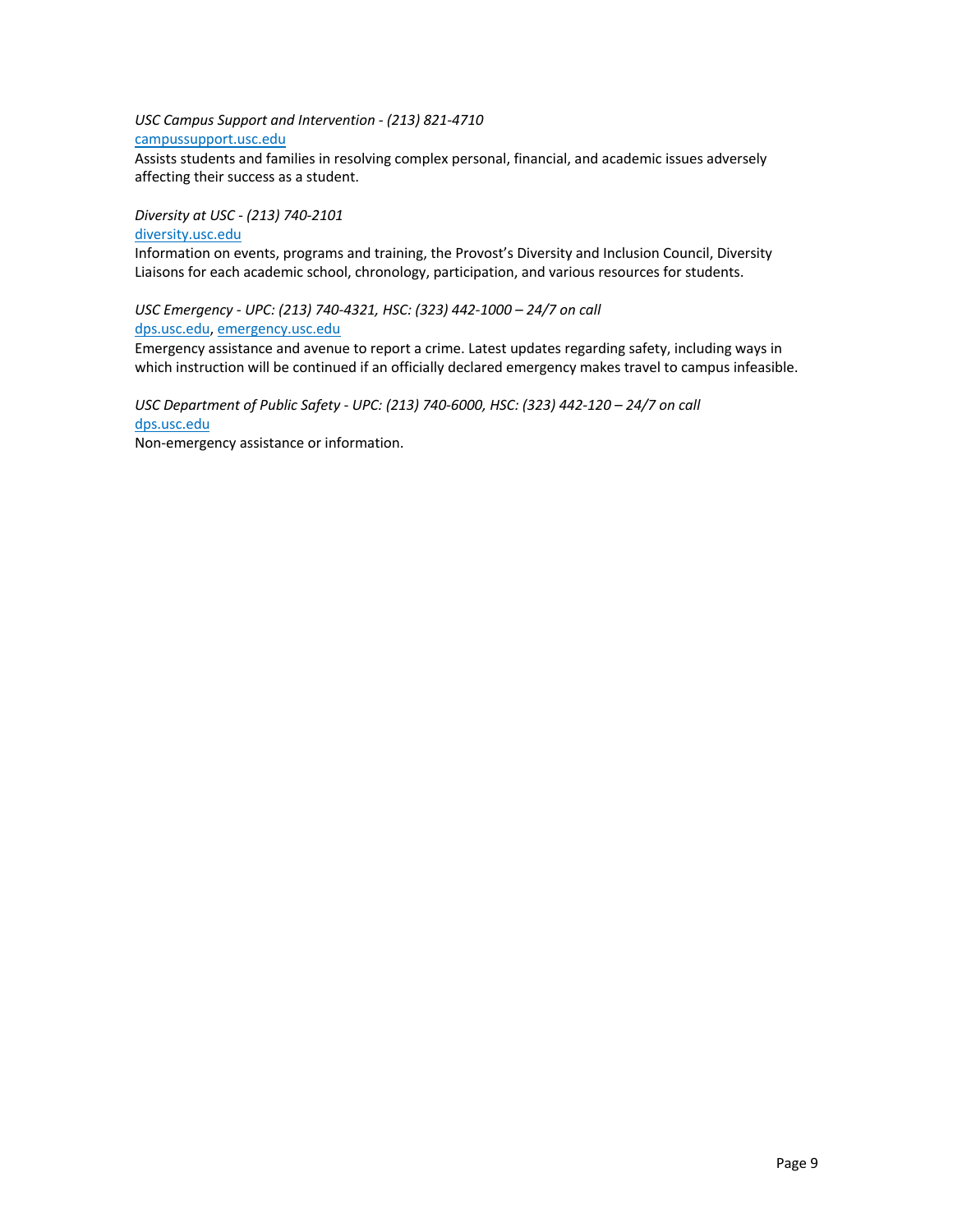*USC Campus Support and Intervention - (213) 821-4710*
[campussupport.usc.edu](campussupport.usc.edu)
Assists students and families in resolving complex personal, financial, and academic issues adversely affecting their success as a student.

*Diversity at USC - (213) 740-2101*
[diversity.usc.edu](diversity.usc.edu)
Information on events, programs and training, the Provost's Diversity and Inclusion Council, Diversity Liaisons for each academic school, chronology, participation, and various resources for students.

*USC Emergency - UPC: (213) 740-4321, HSC: (323) 442-1000 – 24/7 on call*
[dps.usc.edu](dps.usc.edu), [emergency.usc.edu](emergency.usc.edu)
Emergency assistance and avenue to report a crime. Latest updates regarding safety, including ways in which instruction will be continued if an officially declared emergency makes travel to campus infeasible.

*USC Department of Public Safety - UPC: (213) 740-6000, HSC: (323) 442-120 – 24/7 on call*
[dps.usc.edu](dps.usc.edu)
Non-emergency assistance or information.